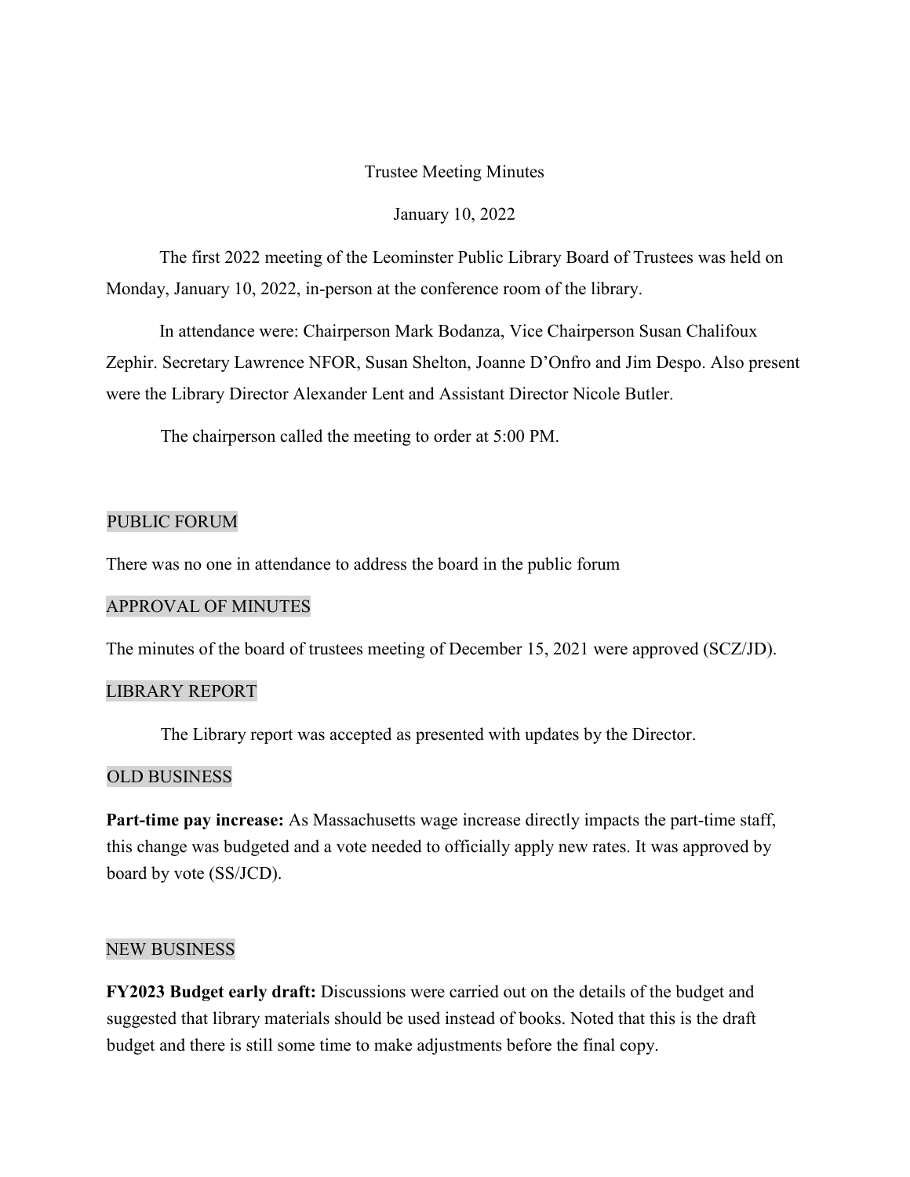# Trustee Meeting Minutes

January 10, 2022

The first 2022 meeting of the Leominster Public Library Board of Trustees was held on Monday, January 10, 2022, in-person at the conference room of the library.

In attendance were: Chairperson Mark Bodanza, Vice Chairperson Susan Chalifoux Zephir. Secretary Lawrence NFOR, Susan Shelton, Joanne D'Onfro and Jim Despo. Also present were the Library Director Alexander Lent and Assistant Director Nicole Butler.

The chairperson called the meeting to order at 5:00 PM.

## PUBLIC FORUM

There was no one in attendance to address the board in the public forum

## APPROVAL OF MINUTES

The minutes of the board of trustees meeting of December 15, 2021 were approved (SCZ/JD).

## LIBRARY REPORT

The Library report was accepted as presented with updates by the Director.

## OLD BUSINESS

**Part-time pay increase:** As Massachusetts wage increase directly impacts the part-time staff, this change was budgeted and a vote needed to officially apply new rates. It was approved by board by vote (SS/JCD).

## NEW BUSINESS

**FY2023 Budget early draft:** Discussions were carried out on the details of the budget and suggested that library materials should be used instead of books. Noted that this is the draft budget and there is still some time to make adjustments before the final copy.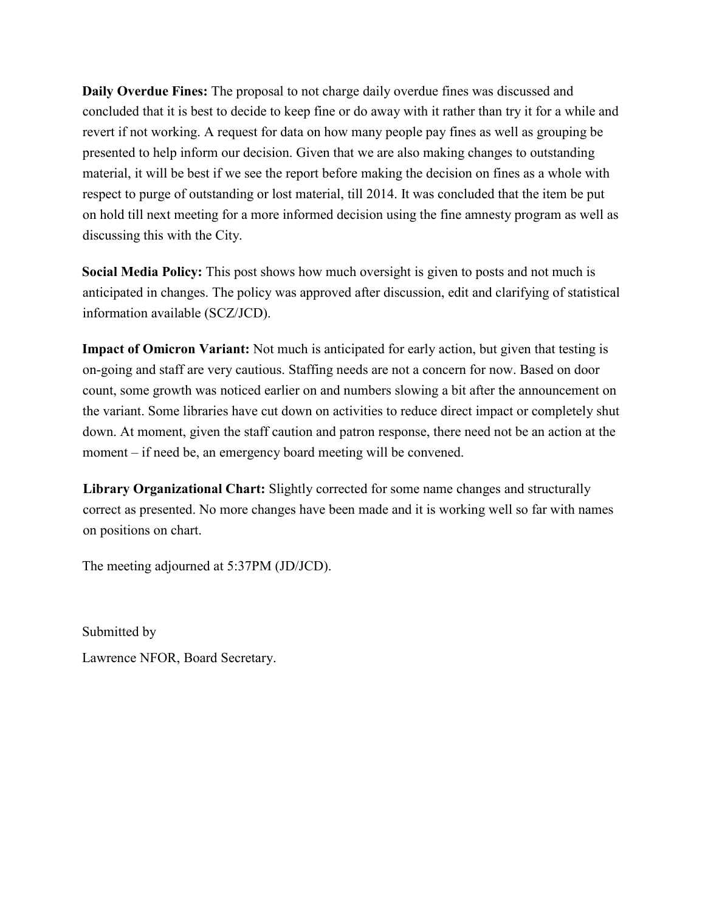**Daily Overdue Fines:** The proposal to not charge daily overdue fines was discussed and concluded that it is best to decide to keep fine or do away with it rather than try it for a while and revert if not working. A request for data on how many people pay fines as well as grouping be presented to help inform our decision. Given that we are also making changes to outstanding material, it will be best if we see the report before making the decision on fines as a whole with respect to purge of outstanding or lost material, till 2014. It was concluded that the item be put on hold till next meeting for a more informed decision using the fine amnesty program as well as discussing this with the City.

**Social Media Policy:** This post shows how much oversight is given to posts and not much is anticipated in changes. The policy was approved after discussion, edit and clarifying of statistical information available (SCZ/JCD).

**Impact of Omicron Variant:** Not much is anticipated for early action, but given that testing is on-going and staff are very cautious. Staffing needs are not a concern for now. Based on door count, some growth was noticed earlier on and numbers slowing a bit after the announcement on the variant. Some libraries have cut down on activities to reduce direct impact or completely shut down. At moment, given the staff caution and patron response, there need not be an action at the moment – if need be, an emergency board meeting will be convened.

**Library Organizational Chart:** Slightly corrected for some name changes and structurally correct as presented. No more changes have been made and it is working well so far with names on positions on chart.

The meeting adjourned at 5:37PM (JD/JCD).

Submitted by

Lawrence NFOR, Board Secretary.